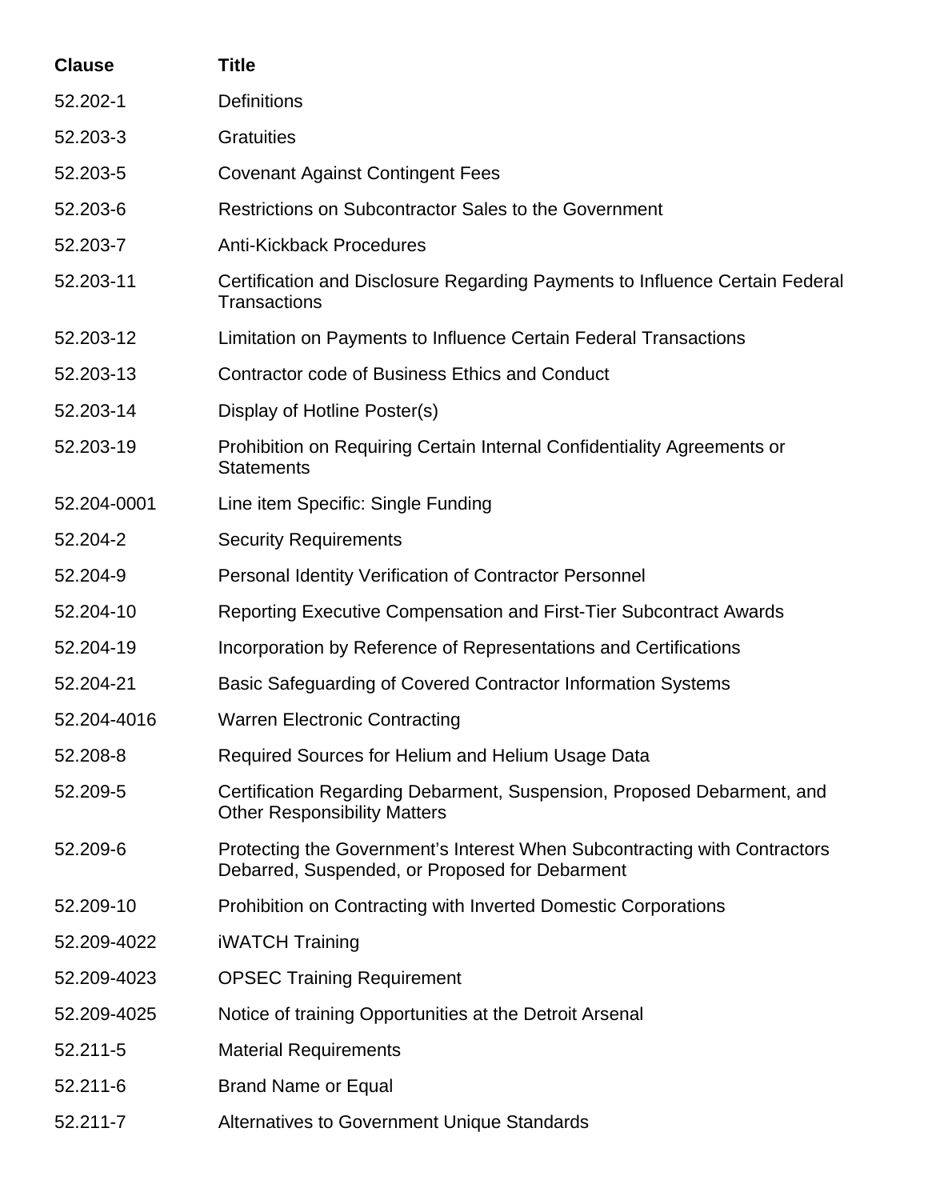| Clause | Title |
|---|---|
| 52.202-1 | Definitions |
| 52.203-3 | Gratuities |
| 52.203-5 | Covenant Against Contingent Fees |
| 52.203-6 | Restrictions on Subcontractor Sales to the Government |
| 52.203-7 | Anti-Kickback Procedures |
| 52.203-11 | Certification and Disclosure Regarding Payments to Influence Certain Federal Transactions |
| 52.203-12 | Limitation on Payments to Influence Certain Federal Transactions |
| 52.203-13 | Contractor code of Business Ethics and Conduct |
| 52.203-14 | Display of Hotline Poster(s) |
| 52.203-19 | Prohibition on Requiring Certain Internal Confidentiality Agreements or Statements |
| 52.204-0001 | Line item Specific: Single Funding |
| 52.204-2 | Security Requirements |
| 52.204-9 | Personal Identity Verification of Contractor Personnel |
| 52.204-10 | Reporting Executive Compensation and First-Tier Subcontract Awards |
| 52.204-19 | Incorporation by Reference of Representations and Certifications |
| 52.204-21 | Basic Safeguarding of Covered Contractor Information Systems |
| 52.204-4016 | Warren Electronic Contracting |
| 52.208-8 | Required Sources for Helium and Helium Usage Data |
| 52.209-5 | Certification Regarding Debarment, Suspension, Proposed Debarment, and Other Responsibility Matters |
| 52.209-6 | Protecting the Government's Interest When Subcontracting with Contractors Debarred, Suspended, or Proposed for Debarment |
| 52.209-10 | Prohibition on Contracting with Inverted Domestic Corporations |
| 52.209-4022 | iWATCH Training |
| 52.209-4023 | OPSEC Training Requirement |
| 52.209-4025 | Notice of training Opportunities at the Detroit Arsenal |
| 52.211-5 | Material Requirements |
| 52.211-6 | Brand Name or Equal |
| 52.211-7 | Alternatives to Government Unique Standards |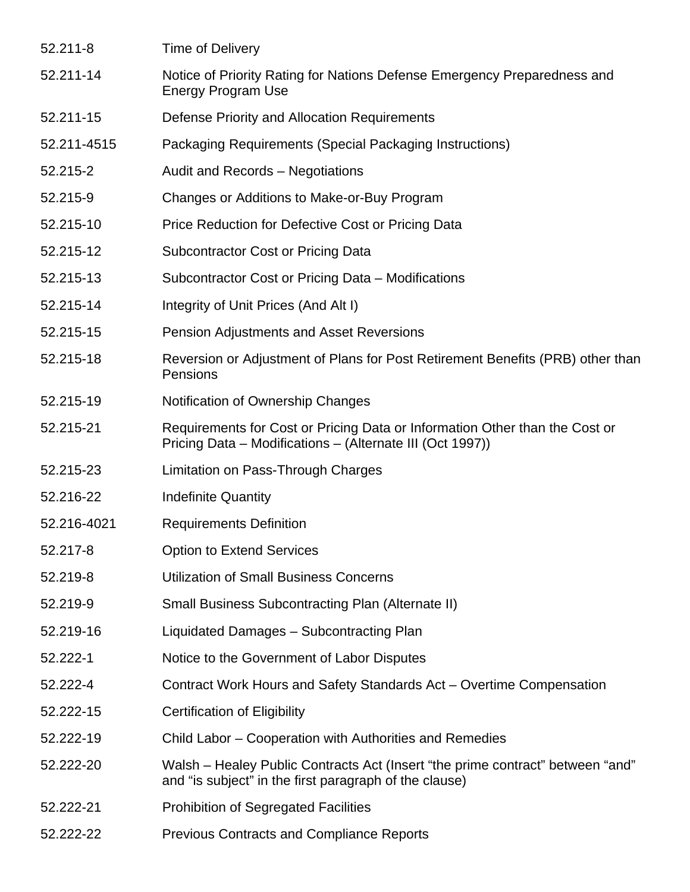| | |
|---|---|
| 52.211-8 | Time of Delivery |
| 52.211-14 | Notice of Priority Rating for Nations Defense Emergency Preparedness and Energy Program Use |
| 52.211-15 | Defense Priority and Allocation Requirements |
| 52.211-4515 | Packaging Requirements (Special Packaging Instructions) |
| 52.215-2 | Audit and Records – Negotiations |
| 52.215-9 | Changes or Additions to Make-or-Buy Program |
| 52.215-10 | Price Reduction for Defective Cost or Pricing Data |
| 52.215-12 | Subcontractor Cost or Pricing Data |
| 52.215-13 | Subcontractor Cost or Pricing Data – Modifications |
| 52.215-14 | Integrity of Unit Prices (And Alt I) |
| 52.215-15 | Pension Adjustments and Asset Reversions |
| 52.215-18 | Reversion or Adjustment of Plans for Post Retirement Benefits (PRB) other than Pensions |
| 52.215-19 | Notification of Ownership Changes |
| 52.215-21 | Requirements for Cost or Pricing Data or Information Other than the Cost or Pricing Data – Modifications – (Alternate III (Oct 1997)) |
| 52.215-23 | Limitation on Pass-Through Charges |
| 52.216-22 | Indefinite Quantity |
| 52.216-4021 | Requirements Definition |
| 52.217-8 | Option to Extend Services |
| 52.219-8 | Utilization of Small Business Concerns |
| 52.219-9 | Small Business Subcontracting Plan (Alternate II) |
| 52.219-16 | Liquidated Damages – Subcontracting Plan |
| 52.222-1 | Notice to the Government of Labor Disputes |
| 52.222-4 | Contract Work Hours and Safety Standards Act – Overtime Compensation |
| 52.222-15 | Certification of Eligibility |
| 52.222-19 | Child Labor – Cooperation with Authorities and Remedies |
| 52.222-20 | Walsh – Healey Public Contracts Act (Insert "the prime contract" between "and" and "is subject" in the first paragraph of the clause) |
| 52.222-21 | Prohibition of Segregated Facilities |
| 52.222-22 | Previous Contracts and Compliance Reports |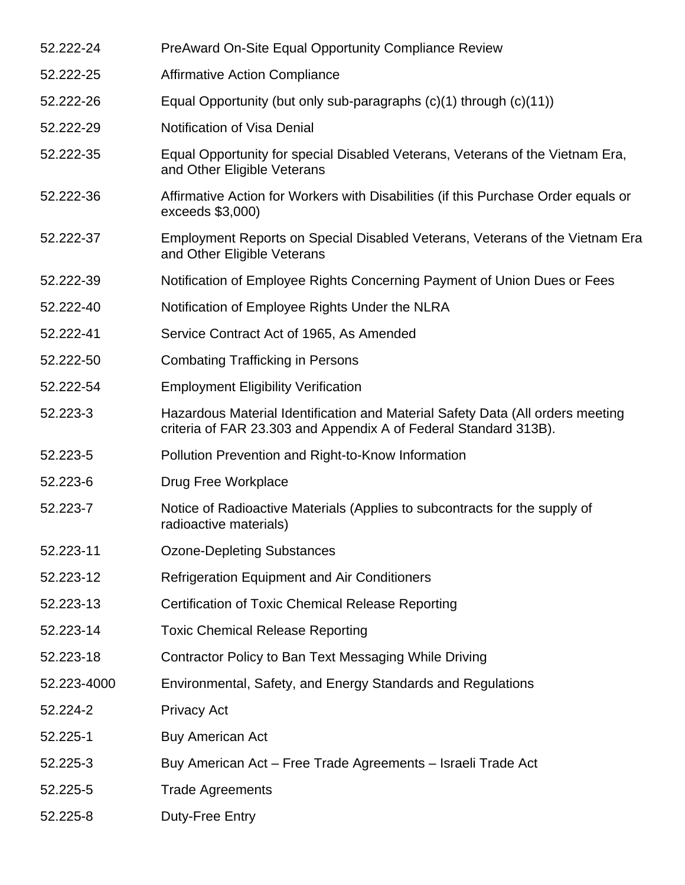| | |
|---|---|
| 52.222-24 | PreAward On-Site Equal Opportunity Compliance Review |
| 52.222-25 | Affirmative Action Compliance |
| 52.222-26 | Equal Opportunity (but only sub-paragraphs (c)(1) through (c)(11)) |
| 52.222-29 | Notification of Visa Denial |
| 52.222-35 | Equal Opportunity for special Disabled Veterans, Veterans of the Vietnam Era, and Other Eligible Veterans |
| 52.222-36 | Affirmative Action for Workers with Disabilities (if this Purchase Order equals or exceeds $3,000) |
| 52.222-37 | Employment Reports on Special Disabled Veterans, Veterans of the Vietnam Era and Other Eligible Veterans |
| 52.222-39 | Notification of Employee Rights Concerning Payment of Union Dues or Fees |
| 52.222-40 | Notification of Employee Rights Under the NLRA |
| 52.222-41 | Service Contract Act of 1965, As Amended |
| 52.222-50 | Combating Trafficking in Persons |
| 52.222-54 | Employment Eligibility Verification |
| 52.223-3 | Hazardous Material Identification and Material Safety Data (All orders meeting criteria of FAR 23.303 and Appendix A of Federal Standard 313B). |
| 52.223-5 | Pollution Prevention and Right-to-Know Information |
| 52.223-6 | Drug Free Workplace |
| 52.223-7 | Notice of Radioactive Materials (Applies to subcontracts for the supply of radioactive materials) |
| 52.223-11 | Ozone-Depleting Substances |
| 52.223-12 | Refrigeration Equipment and Air Conditioners |
| 52.223-13 | Certification of Toxic Chemical Release Reporting |
| 52.223-14 | Toxic Chemical Release Reporting |
| 52.223-18 | Contractor Policy to Ban Text Messaging While Driving |
| 52.223-4000 | Environmental, Safety, and Energy Standards and Regulations |
| 52.224-2 | Privacy Act |
| 52.225-1 | Buy American Act |
| 52.225-3 | Buy American Act – Free Trade Agreements – Israeli Trade Act |
| 52.225-5 | Trade Agreements |
| 52.225-8 | Duty-Free Entry |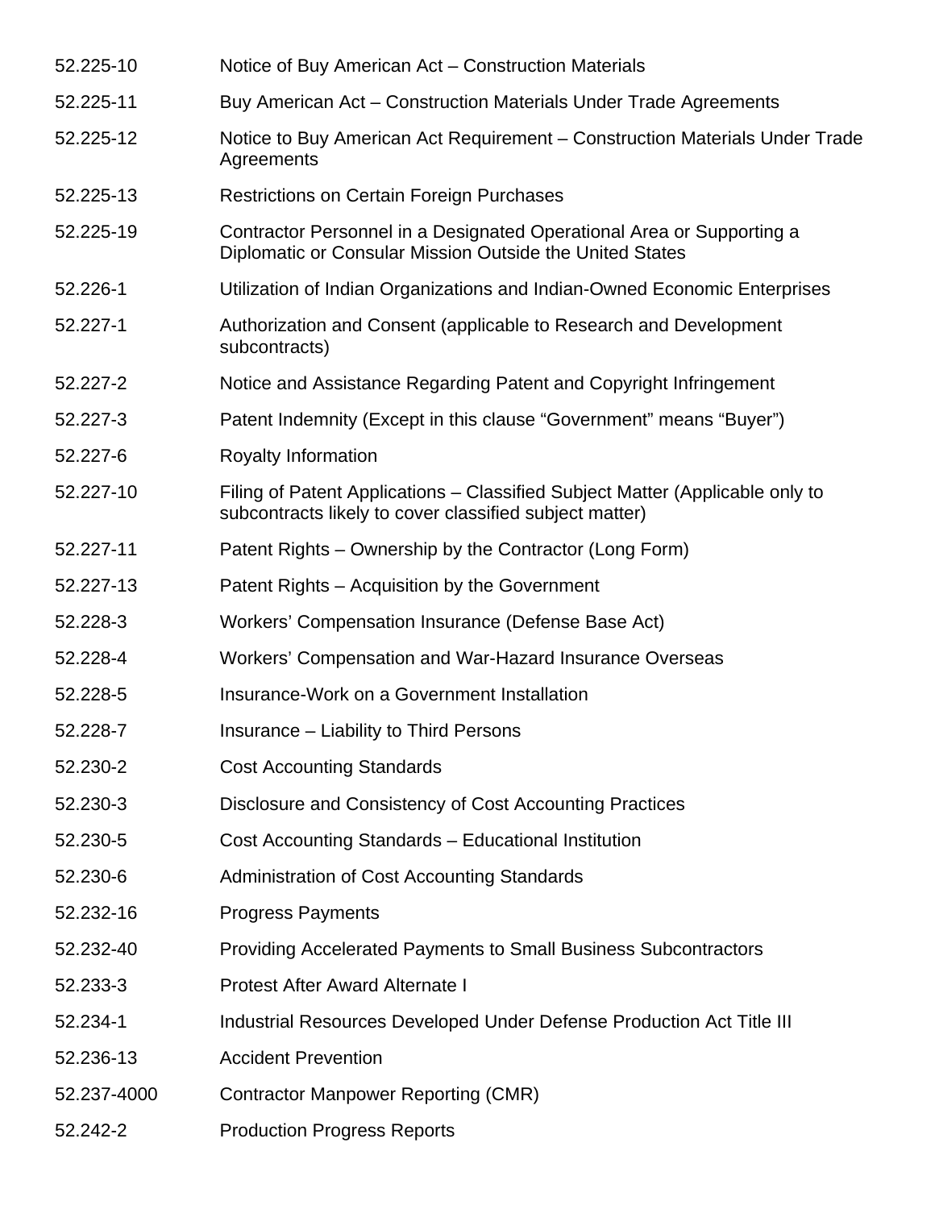| | |
|---|---|
| 52.225-10 | Notice of Buy American Act – Construction Materials |
| 52.225-11 | Buy American Act – Construction Materials Under Trade Agreements |
| 52.225-12 | Notice to Buy American Act Requirement – Construction Materials Under Trade Agreements |
| 52.225-13 | Restrictions on Certain Foreign Purchases |
| 52.225-19 | Contractor Personnel in a Designated Operational Area or Supporting a Diplomatic or Consular Mission Outside the United States |
| 52.226-1 | Utilization of Indian Organizations and Indian-Owned Economic Enterprises |
| 52.227-1 | Authorization and Consent (applicable to Research and Development subcontracts) |
| 52.227-2 | Notice and Assistance Regarding Patent and Copyright Infringement |
| 52.227-3 | Patent Indemnity (Except in this clause “Government” means “Buyer”) |
| 52.227-6 | Royalty Information |
| 52.227-10 | Filing of Patent Applications – Classified Subject Matter (Applicable only to subcontracts likely to cover classified subject matter) |
| 52.227-11 | Patent Rights – Ownership by the Contractor (Long Form) |
| 52.227-13 | Patent Rights – Acquisition by the Government |
| 52.228-3 | Workers’ Compensation Insurance (Defense Base Act) |
| 52.228-4 | Workers’ Compensation and War-Hazard Insurance Overseas |
| 52.228-5 | Insurance-Work on a Government Installation |
| 52.228-7 | Insurance – Liability to Third Persons |
| 52.230-2 | Cost Accounting Standards |
| 52.230-3 | Disclosure and Consistency of Cost Accounting Practices |
| 52.230-5 | Cost Accounting Standards – Educational Institution |
| 52.230-6 | Administration of Cost Accounting Standards |
| 52.232-16 | Progress Payments |
| 52.232-40 | Providing Accelerated Payments to Small Business Subcontractors |
| 52.233-3 | Protest After Award Alternate I |
| 52.234-1 | Industrial Resources Developed Under Defense Production Act Title III |
| 52.236-13 | Accident Prevention |
| 52.237-4000 | Contractor Manpower Reporting (CMR) |
| 52.242-2 | Production Progress Reports |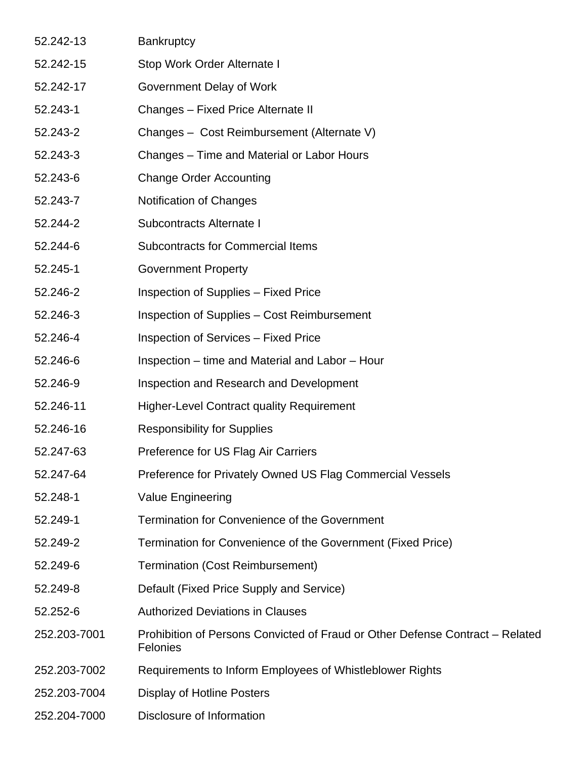| | |
|---|---|
| 52.242-13 | Bankruptcy |
| 52.242-15 | Stop Work Order Alternate I |
| 52.242-17 | Government Delay of Work |
| 52.243-1 | Changes – Fixed Price Alternate II |
| 52.243-2 | Changes – Cost Reimbursement (Alternate V) |
| 52.243-3 | Changes – Time and Material or Labor Hours |
| 52.243-6 | Change Order Accounting |
| 52.243-7 | Notification of Changes |
| 52.244-2 | Subcontracts Alternate I |
| 52.244-6 | Subcontracts for Commercial Items |
| 52.245-1 | Government Property |
| 52.246-2 | Inspection of Supplies – Fixed Price |
| 52.246-3 | Inspection of Supplies – Cost Reimbursement |
| 52.246-4 | Inspection of Services – Fixed Price |
| 52.246-6 | Inspection – time and Material and Labor – Hour |
| 52.246-9 | Inspection and Research and Development |
| 52.246-11 | Higher-Level Contract quality Requirement |
| 52.246-16 | Responsibility for Supplies |
| 52.247-63 | Preference for US Flag Air Carriers |
| 52.247-64 | Preference for Privately Owned US Flag Commercial Vessels |
| 52.248-1 | Value Engineering |
| 52.249-1 | Termination for Convenience of the Government |
| 52.249-2 | Termination for Convenience of the Government (Fixed Price) |
| 52.249-6 | Termination (Cost Reimbursement) |
| 52.249-8 | Default (Fixed Price Supply and Service) |
| 52.252-6 | Authorized Deviations in Clauses |
| 252.203-7001 | Prohibition of Persons Convicted of Fraud or Other Defense Contract – Related Felonies |
| 252.203-7002 | Requirements to Inform Employees of Whistleblower Rights |
| 252.203-7004 | Display of Hotline Posters |
| 252.204-7000 | Disclosure of Information |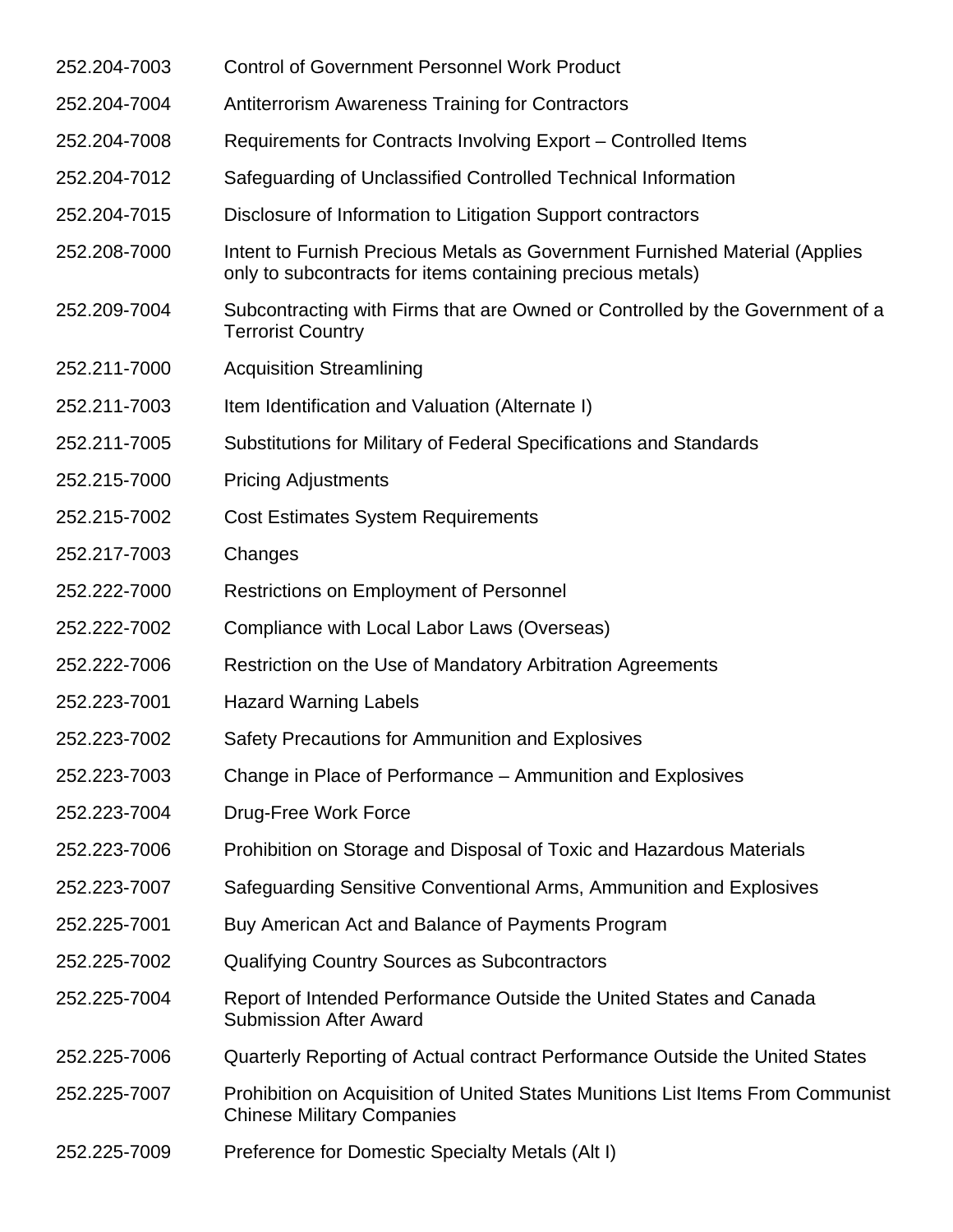| | |
|---|---|
| 252.204-7003 | Control of Government Personnel Work Product |
| 252.204-7004 | Antiterrorism Awareness Training for Contractors |
| 252.204-7008 | Requirements for Contracts Involving Export – Controlled Items |
| 252.204-7012 | Safeguarding of Unclassified Controlled Technical Information |
| 252.204-7015 | Disclosure of Information to Litigation Support contractors |
| 252.208-7000 | Intent to Furnish Precious Metals as Government Furnished Material (Applies only to subcontracts for items containing precious metals) |
| 252.209-7004 | Subcontracting with Firms that are Owned or Controlled by the Government of a Terrorist Country |
| 252.211-7000 | Acquisition Streamlining |
| 252.211-7003 | Item Identification and Valuation (Alternate I) |
| 252.211-7005 | Substitutions for Military of Federal Specifications and Standards |
| 252.215-7000 | Pricing Adjustments |
| 252.215-7002 | Cost Estimates System Requirements |
| 252.217-7003 | Changes |
| 252.222-7000 | Restrictions on Employment of Personnel |
| 252.222-7002 | Compliance with Local Labor Laws (Overseas) |
| 252.222-7006 | Restriction on the Use of Mandatory Arbitration Agreements |
| 252.223-7001 | Hazard Warning Labels |
| 252.223-7002 | Safety Precautions for Ammunition and Explosives |
| 252.223-7003 | Change in Place of Performance – Ammunition and Explosives |
| 252.223-7004 | Drug-Free Work Force |
| 252.223-7006 | Prohibition on Storage and Disposal of Toxic and Hazardous Materials |
| 252.223-7007 | Safeguarding Sensitive Conventional Arms, Ammunition and Explosives |
| 252.225-7001 | Buy American Act and Balance of Payments Program |
| 252.225-7002 | Qualifying Country Sources as Subcontractors |
| 252.225-7004 | Report of Intended Performance Outside the United States and Canada Submission After Award |
| 252.225-7006 | Quarterly Reporting of Actual contract Performance Outside the United States |
| 252.225-7007 | Prohibition on Acquisition of United States Munitions List Items From Communist Chinese Military Companies |
| 252.225-7009 | Preference for Domestic Specialty Metals (Alt I) |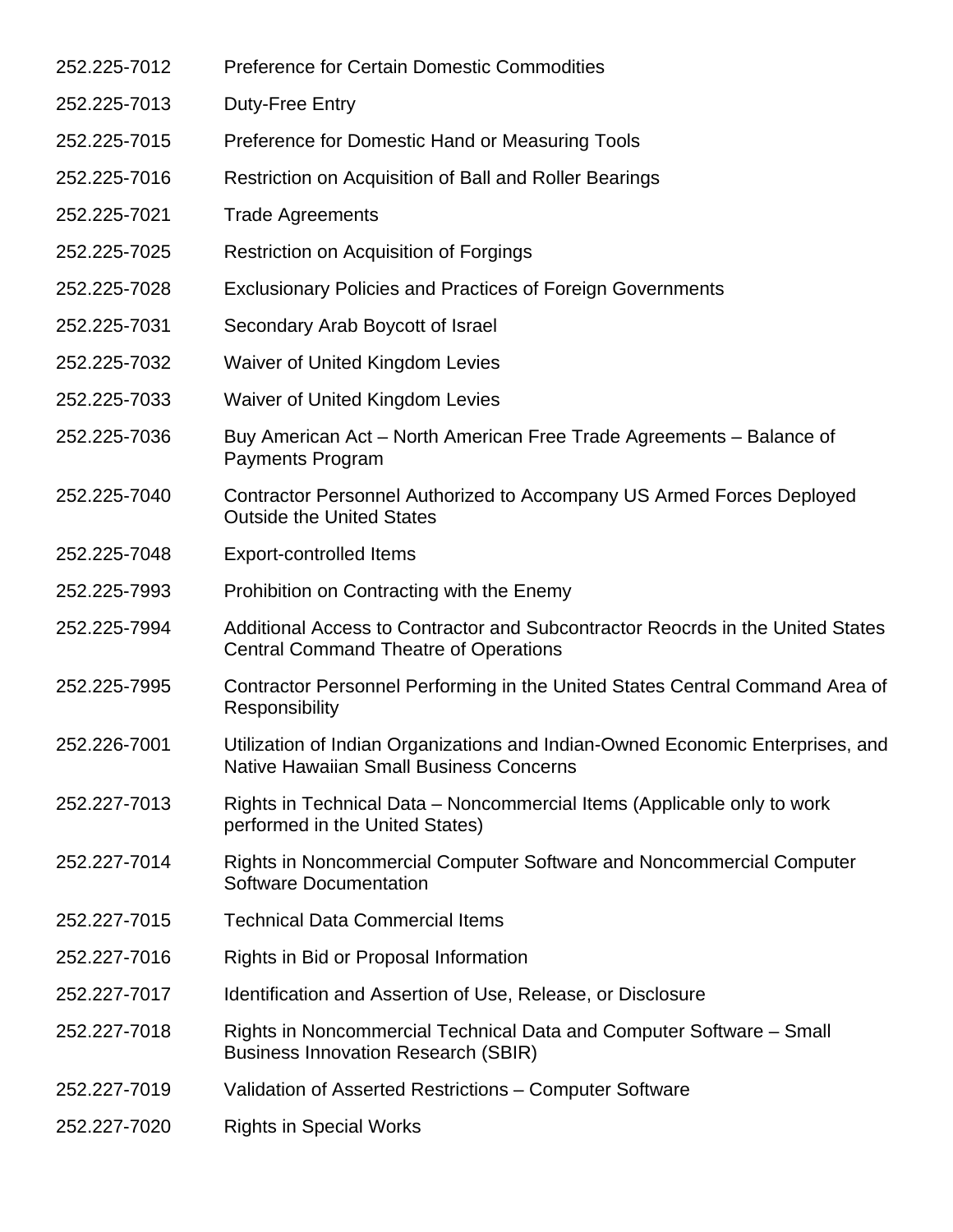| | |
|---|---|
| 252.225-7012 | Preference for Certain Domestic Commodities |
| 252.225-7013 | Duty-Free Entry |
| 252.225-7015 | Preference for Domestic Hand or Measuring Tools |
| 252.225-7016 | Restriction on Acquisition of Ball and Roller Bearings |
| 252.225-7021 | Trade Agreements |
| 252.225-7025 | Restriction on Acquisition of Forgings |
| 252.225-7028 | Exclusionary Policies and Practices of Foreign Governments |
| 252.225-7031 | Secondary Arab Boycott of Israel |
| 252.225-7032 | Waiver of United Kingdom Levies |
| 252.225-7033 | Waiver of United Kingdom Levies |
| 252.225-7036 | Buy American Act – North American Free Trade Agreements – Balance of Payments Program |
| 252.225-7040 | Contractor Personnel Authorized to Accompany US Armed Forces Deployed Outside the United States |
| 252.225-7048 | Export-controlled Items |
| 252.225-7993 | Prohibition on Contracting with the Enemy |
| 252.225-7994 | Additional Access to Contractor and Subcontractor Reocrds in the United States Central Command Theatre of Operations |
| 252.225-7995 | Contractor Personnel Performing in the United States Central Command Area of Responsibility |
| 252.226-7001 | Utilization of Indian Organizations and Indian-Owned Economic Enterprises, and Native Hawaiian Small Business Concerns |
| 252.227-7013 | Rights in Technical Data – Noncommercial Items (Applicable only to work performed in the United States) |
| 252.227-7014 | Rights in Noncommercial Computer Software and Noncommercial Computer Software Documentation |
| 252.227-7015 | Technical Data Commercial Items |
| 252.227-7016 | Rights in Bid or Proposal Information |
| 252.227-7017 | Identification and Assertion of Use, Release, or Disclosure |
| 252.227-7018 | Rights in Noncommercial Technical Data and Computer Software – Small Business Innovation Research (SBIR) |
| 252.227-7019 | Validation of Asserted Restrictions – Computer Software |
| 252.227-7020 | Rights in Special Works |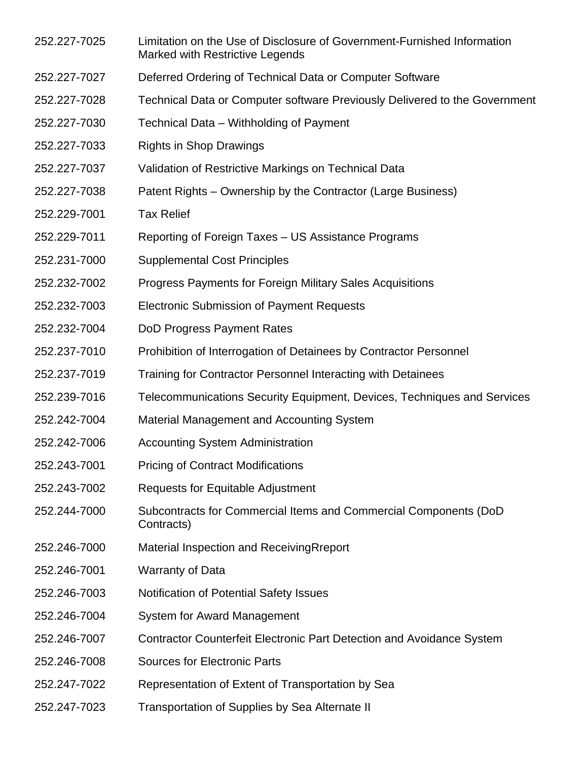| | |
|---|---|
| 252.227-7025 | Limitation on the Use of Disclosure of Government-Furnished Information Marked with Restrictive Legends |
| 252.227-7027 | Deferred Ordering of Technical Data or Computer Software |
| 252.227-7028 | Technical Data or Computer software Previously Delivered to the Government |
| 252.227-7030 | Technical Data – Withholding of Payment |
| 252.227-7033 | Rights in Shop Drawings |
| 252.227-7037 | Validation of Restrictive Markings on Technical Data |
| 252.227-7038 | Patent Rights – Ownership by the Contractor (Large Business) |
| 252.229-7001 | Tax Relief |
| 252.229-7011 | Reporting of Foreign Taxes – US Assistance Programs |
| 252.231-7000 | Supplemental Cost Principles |
| 252.232-7002 | Progress Payments for Foreign Military Sales Acquisitions |
| 252.232-7003 | Electronic Submission of Payment Requests |
| 252.232-7004 | DoD Progress Payment Rates |
| 252.237-7010 | Prohibition of Interrogation of Detainees by Contractor Personnel |
| 252.237-7019 | Training for Contractor Personnel Interacting with Detainees |
| 252.239-7016 | Telecommunications Security Equipment, Devices, Techniques and Services |
| 252.242-7004 | Material Management and Accounting System |
| 252.242-7006 | Accounting System Administration |
| 252.243-7001 | Pricing of Contract Modifications |
| 252.243-7002 | Requests for Equitable Adjustment |
| 252.244-7000 | Subcontracts for Commercial Items and Commercial Components (DoD Contracts) |
| 252.246-7000 | Material Inspection and ReceivingRreport |
| 252.246-7001 | Warranty of Data |
| 252.246-7003 | Notification of Potential Safety Issues |
| 252.246-7004 | System for Award Management |
| 252.246-7007 | Contractor Counterfeit Electronic Part Detection and Avoidance System |
| 252.246-7008 | Sources for Electronic Parts |
| 252.247-7022 | Representation of Extent of Transportation by Sea |
| 252.247-7023 | Transportation of Supplies by Sea Alternate II |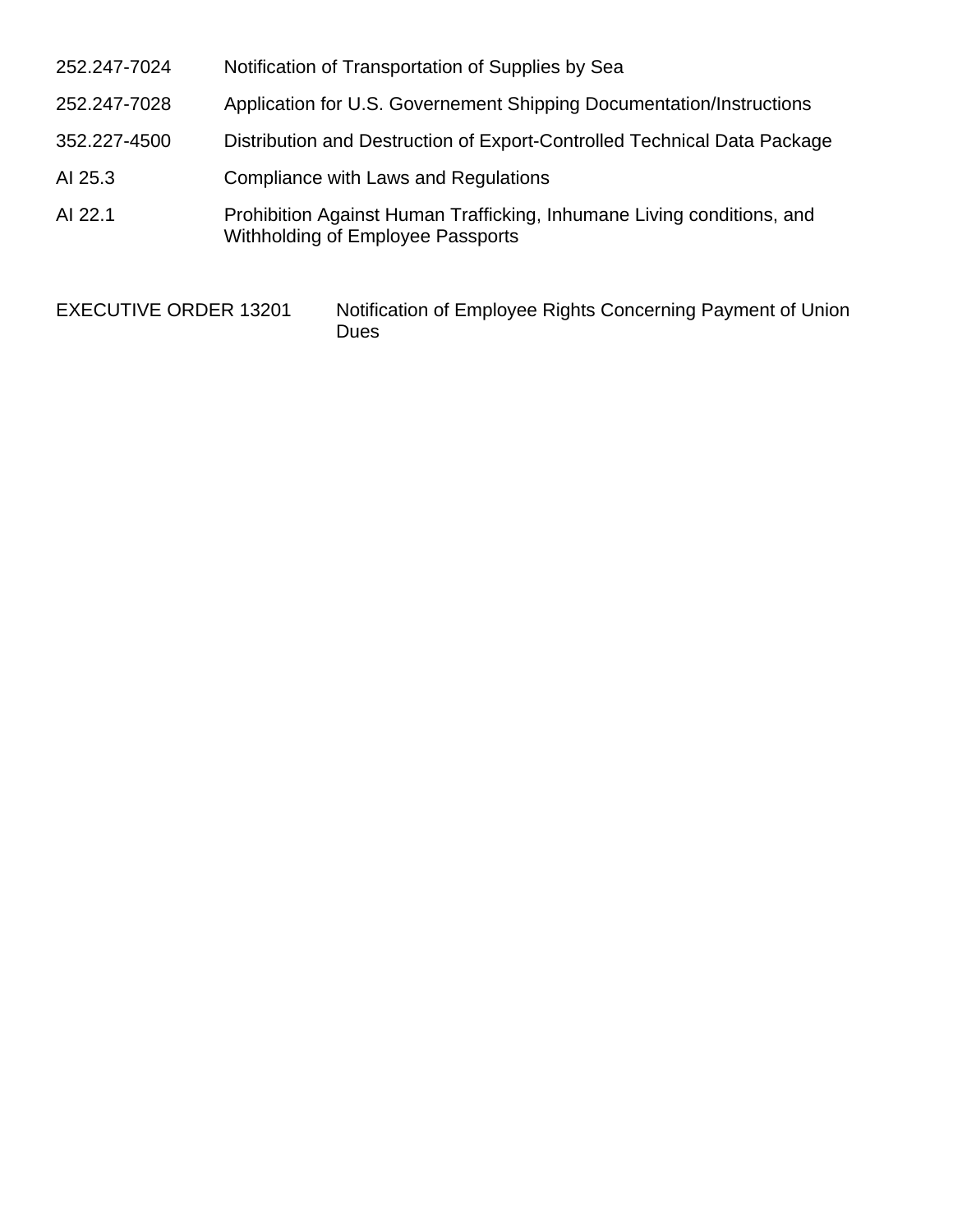| | |
|---|---|
| 252.247-7024 | Notification of Transportation of Supplies by Sea |
| 252.247-7028 | Application for U.S. Governement Shipping Documentation/Instructions |
| 352.227-4500 | Distribution and Destruction of Export-Controlled Technical Data Package |
| AI 25.3 | Compliance with Laws and Regulations |
| AI 22.1 | Prohibition Against Human Trafficking, Inhumane Living conditions, and Withholding of Employee Passports |

| | |
|---|---|
| EXECUTIVE ORDER 13201 | Notification of Employee Rights Concerning Payment of Union Dues |